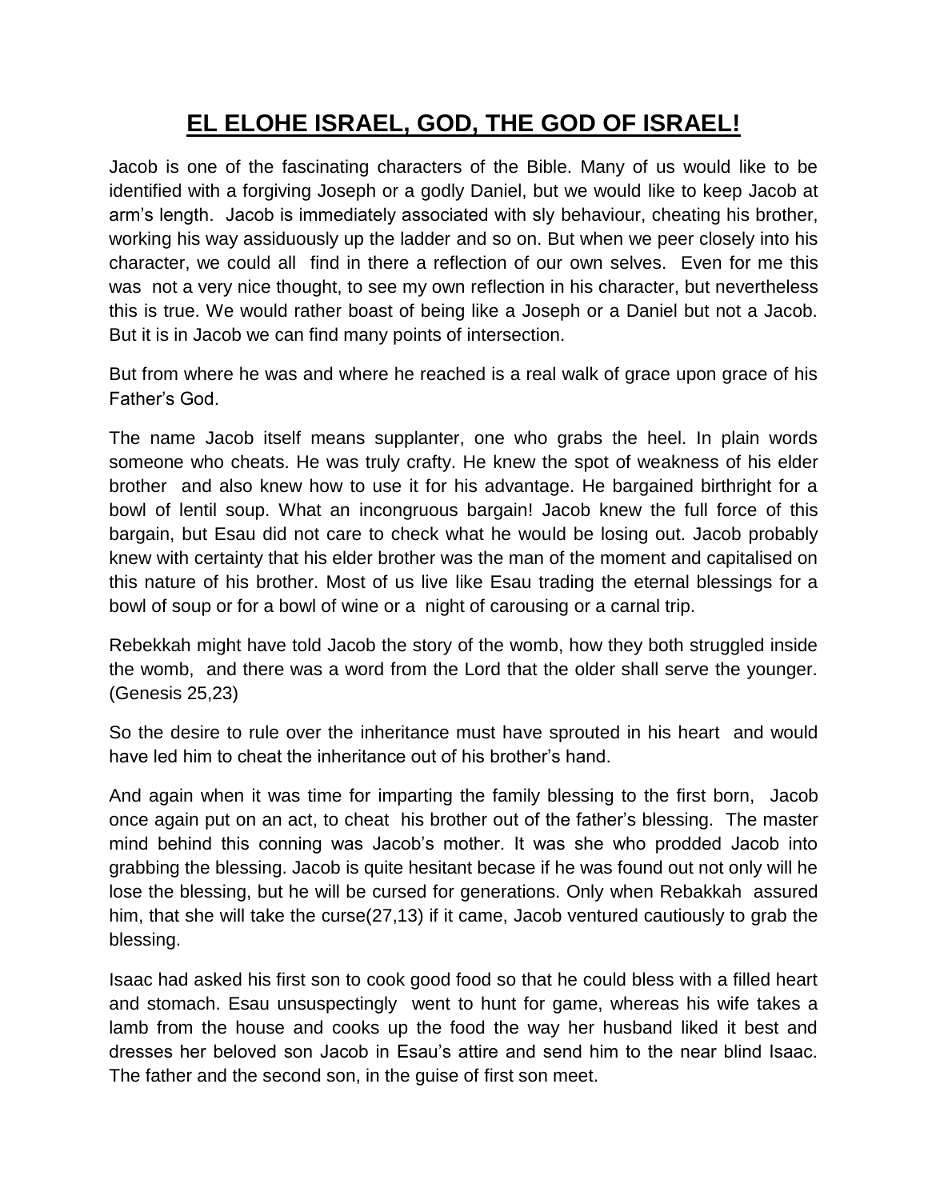# EL ELOHE ISRAEL, GOD, THE GOD OF ISRAEL!

Jacob is one of the fascinating characters of the Bible. Many of us would like to be identified with a forgiving Joseph or a godly Daniel, but we would like to keep Jacob at arm's length. Jacob is immediately associated with sly behaviour, cheating his brother, working his way assiduously up the ladder and so on. But when we peer closely into his character, we could all find in there a reflection of our own selves. Even for me this was not a very nice thought, to see my own reflection in his character, but nevertheless this is true. We would rather boast of being like a Joseph or a Daniel but not a Jacob. But it is in Jacob we can find many points of intersection.

But from where he was and where he reached is a real walk of grace upon grace of his Father's God.

The name Jacob itself means supplanter, one who grabs the heel. In plain words someone who cheats. He was truly crafty. He knew the spot of weakness of his elder brother and also knew how to use it for his advantage. He bargained birthright for a bowl of lentil soup. What an incongruous bargain! Jacob knew the full force of this bargain, but Esau did not care to check what he would be losing out. Jacob probably knew with certainty that his elder brother was the man of the moment and capitalised on this nature of his brother. Most of us live like Esau trading the eternal blessings for a bowl of soup or for a bowl of wine or a night of carousing or a carnal trip.

Rebekkah might have told Jacob the story of the womb, how they both struggled inside the womb, and there was a word from the Lord that the older shall serve the younger. (Genesis 25,23)

So the desire to rule over the inheritance must have sprouted in his heart and would have led him to cheat the inheritance out of his brother's hand.

And again when it was time for imparting the family blessing to the first born, Jacob once again put on an act, to cheat his brother out of the father's blessing. The master mind behind this conning was Jacob's mother. It was she who prodded Jacob into grabbing the blessing. Jacob is quite hesitant becase if he was found out not only will he lose the blessing, but he will be cursed for generations. Only when Rebakkah assured him, that she will take the curse(27,13) if it came, Jacob ventured cautiously to grab the blessing.

Isaac had asked his first son to cook good food so that he could bless with a filled heart and stomach. Esau unsuspectingly went to hunt for game, whereas his wife takes a lamb from the house and cooks up the food the way her husband liked it best and dresses her beloved son Jacob in Esau's attire and send him to the near blind Isaac. The father and the second son, in the guise of first son meet.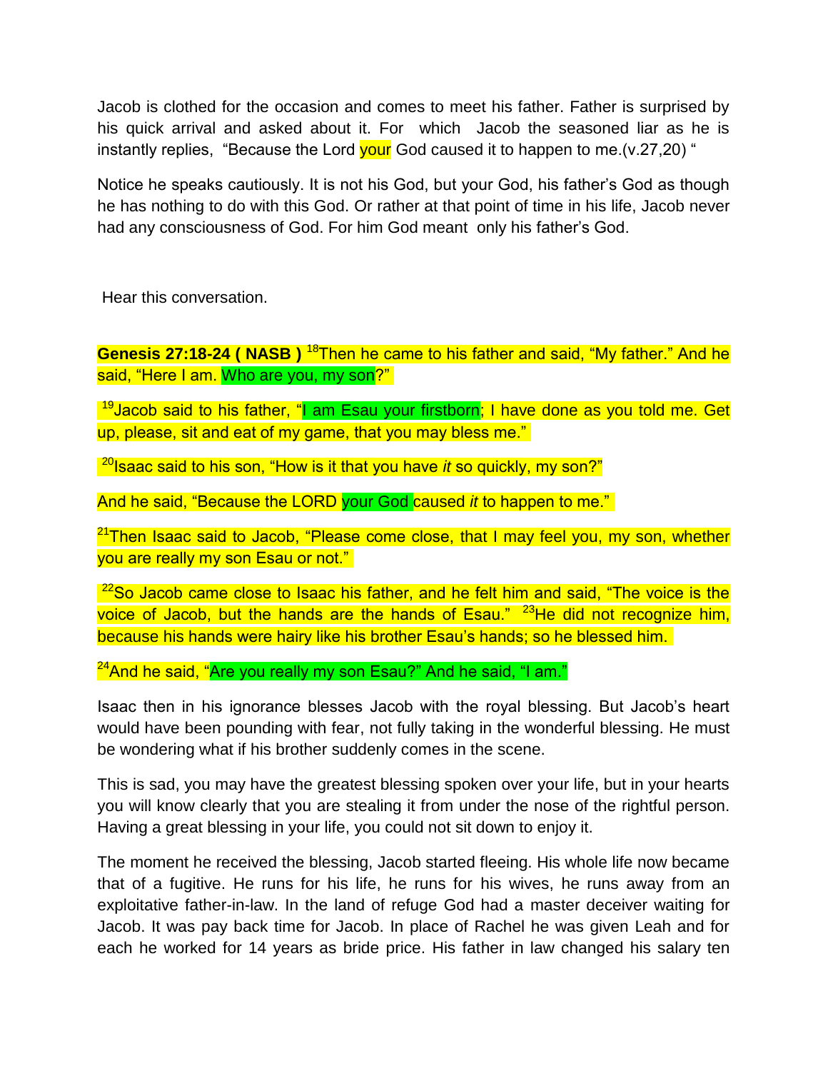Jacob is clothed for the occasion and comes to meet his father. Father is surprised by his quick arrival and asked about it. For which Jacob the seasoned liar as he is instantly replies, "Because the Lord your God caused it to happen to me.(v.27,20) "

Notice he speaks cautiously. It is not his God, but your God, his father's God as though he has nothing to do with this God. Or rather at that point of time in his life, Jacob never had any consciousness of God. For him God meant only his father's God.

Hear this conversation.

**Genesis 27:18-24 ( NASB )** [18]Then he came to his father and said, "My father." And he said, "Here I am. Who are you, my son?"

[19]Jacob said to his father, "I am Esau your firstborn; I have done as you told me. Get up, please, sit and eat of my game, that you may bless me."

[20]Isaac said to his son, "How is it that you have *it* so quickly, my son?"

And he said, "Because the LORD your God caused *it* to happen to me."

[21]Then Isaac said to Jacob, "Please come close, that I may feel you, my son, whether you are really my son Esau or not."

[22]So Jacob came close to Isaac his father, and he felt him and said, "The voice is the voice of Jacob, but the hands are the hands of Esau." [23]He did not recognize him, because his hands were hairy like his brother Esau's hands; so he blessed him.

[24]And he said, "Are you really my son Esau?" And he said, "I am."

Isaac then in his ignorance blesses Jacob with the royal blessing. But Jacob's heart would have been pounding with fear, not fully taking in the wonderful blessing. He must be wondering what if his brother suddenly comes in the scene.

This is sad, you may have the greatest blessing spoken over your life, but in your hearts you will know clearly that you are stealing it from under the nose of the rightful person. Having a great blessing in your life, you could not sit down to enjoy it.

The moment he received the blessing, Jacob started fleeing. His whole life now became that of a fugitive. He runs for his life, he runs for his wives, he runs away from an exploitative father-in-law. In the land of refuge God had a master deceiver waiting for Jacob. It was pay back time for Jacob. In place of Rachel he was given Leah and for each he worked for 14 years as bride price. His father in law changed his salary ten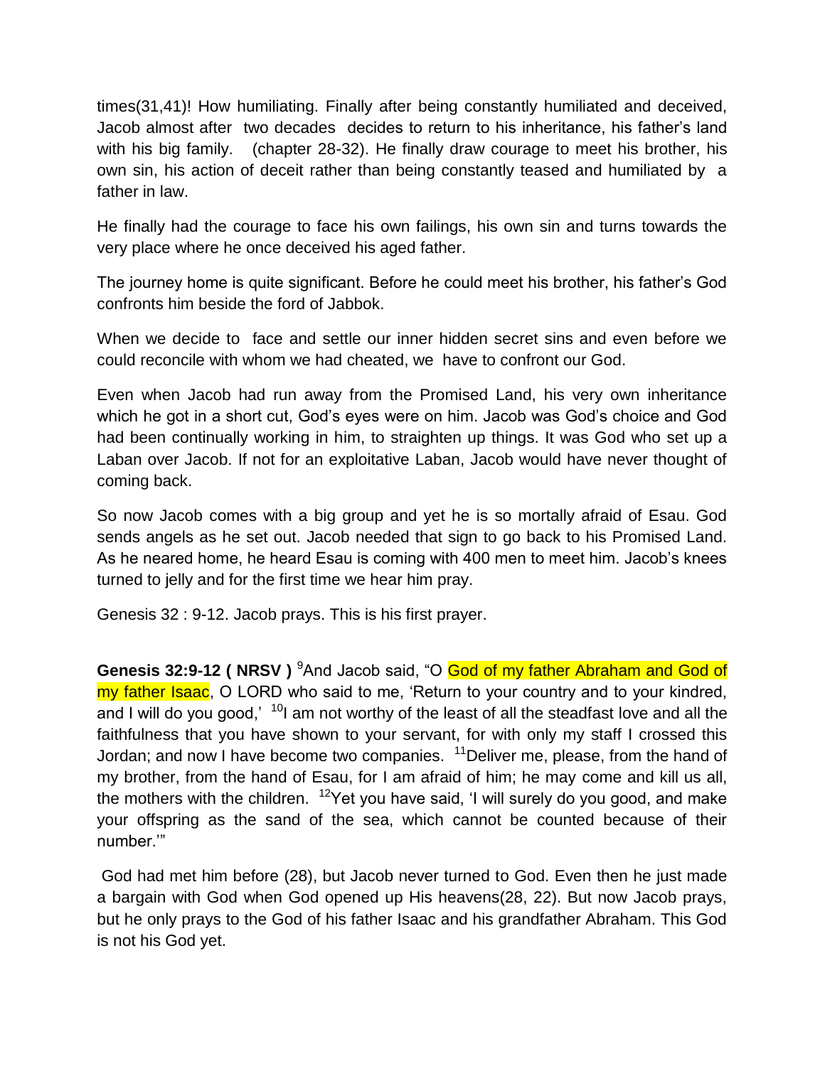times(31,41)! How humiliating. Finally after being constantly humiliated and deceived, Jacob almost after two decades decides to return to his inheritance, his father's land with his big family. (chapter 28-32). He finally draw courage to meet his brother, his own sin, his action of deceit rather than being constantly teased and humiliated by a father in law.

He finally had the courage to face his own failings, his own sin and turns towards the very place where he once deceived his aged father.

The journey home is quite significant. Before he could meet his brother, his father's God confronts him beside the ford of Jabbok.

When we decide to face and settle our inner hidden secret sins and even before we could reconcile with whom we had cheated, we have to confront our God.

Even when Jacob had run away from the Promised Land, his very own inheritance which he got in a short cut, God's eyes were on him. Jacob was God's choice and God had been continually working in him, to straighten up things. It was God who set up a Laban over Jacob. If not for an exploitative Laban, Jacob would have never thought of coming back.

So now Jacob comes with a big group and yet he is so mortally afraid of Esau. God sends angels as he set out. Jacob needed that sign to go back to his Promised Land. As he neared home, he heard Esau is coming with 400 men to meet him. Jacob's knees turned to jelly and for the first time we hear him pray.

Genesis 32 : 9-12. Jacob prays. This is his first prayer.

**Genesis 32:9-12 ( NRSV )** [9]And Jacob said, "O God of my father Abraham and God of my father Isaac, O LORD who said to me, 'Return to your country and to your kindred, and I will do you good,' [10]I am not worthy of the least of all the steadfast love and all the faithfulness that you have shown to your servant, for with only my staff I crossed this Jordan; and now I have become two companies. [11]Deliver me, please, from the hand of my brother, from the hand of Esau, for I am afraid of him; he may come and kill us all, the mothers with the children. [12]Yet you have said, 'I will surely do you good, and make your offspring as the sand of the sea, which cannot be counted because of their number.'"

God had met him before (28), but Jacob never turned to God. Even then he just made a bargain with God when God opened up His heavens(28, 22). But now Jacob prays, but he only prays to the God of his father Isaac and his grandfather Abraham. This God is not his God yet.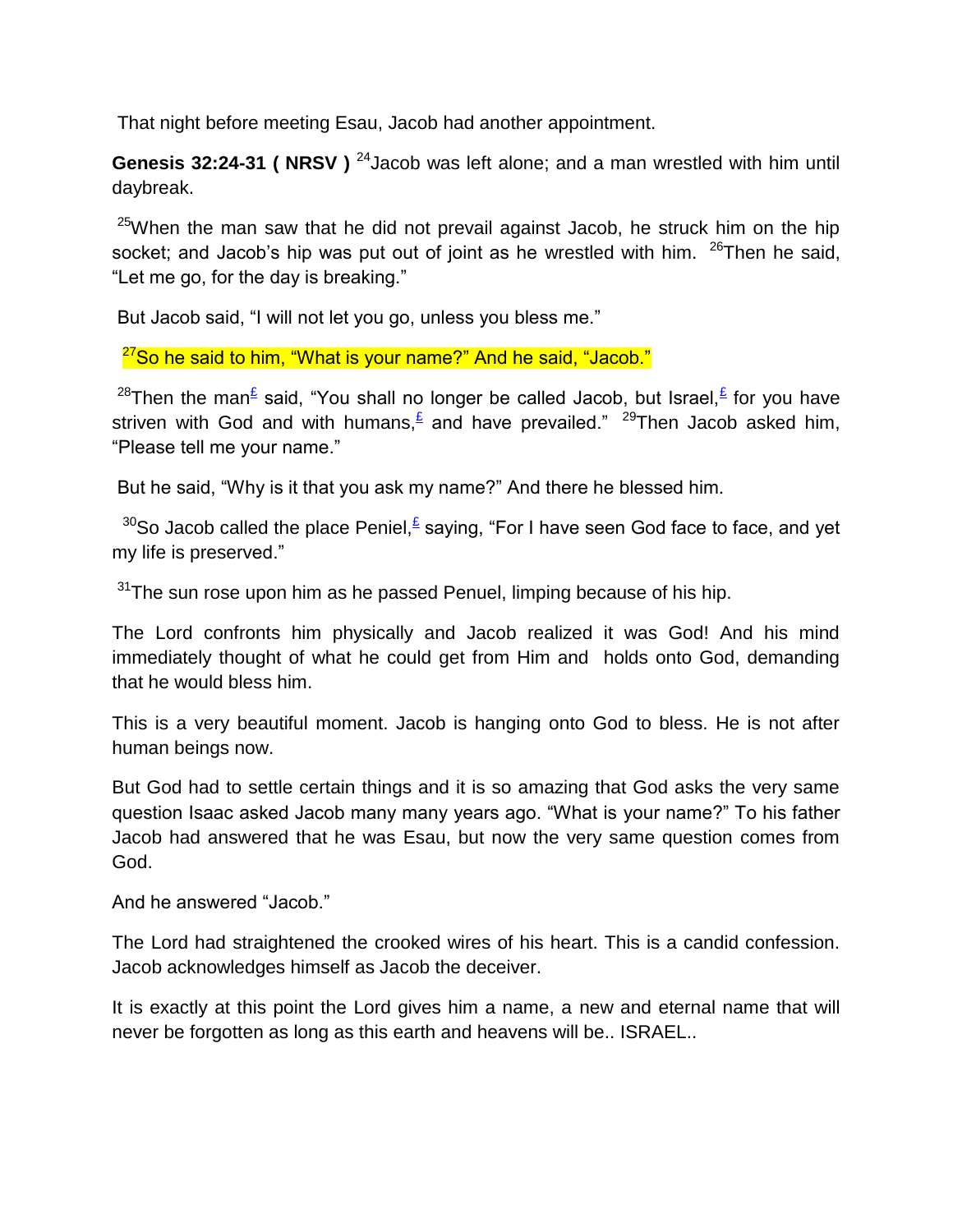That night before meeting Esau, Jacob had another appointment.

**Genesis 32:24-31 ( NRSV )** [24]Jacob was left alone; and a man wrestled with him until daybreak.

[25]When the man saw that he did not prevail against Jacob, he struck him on the hip socket; and Jacob's hip was put out of joint as he wrestled with him. [26]Then he said, "Let me go, for the day is breaking."

But Jacob said, "I will not let you go, unless you bless me."

[27]So he said to him, "What is your name?" And he said, "Jacob."

[28]Then the man[£] said, "You shall no longer be called Jacob, but Israel,[£] for you have striven with God and with humans,[£] and have prevailed." [29]Then Jacob asked him, "Please tell me your name."

But he said, "Why is it that you ask my name?" And there he blessed him.

[30]So Jacob called the place Peniel,[£] saying, "For I have seen God face to face, and yet my life is preserved."

[31]The sun rose upon him as he passed Penuel, limping because of his hip.

The Lord confronts him physically and Jacob realized it was God! And his mind immediately thought of what he could get from Him and holds onto God, demanding that he would bless him.

This is a very beautiful moment. Jacob is hanging onto God to bless. He is not after human beings now.

But God had to settle certain things and it is so amazing that God asks the very same question Isaac asked Jacob many many years ago. "What is your name?" To his father Jacob had answered that he was Esau, but now the very same question comes from God.

And he answered "Jacob."

The Lord had straightened the crooked wires of his heart. This is a candid confession. Jacob acknowledges himself as Jacob the deceiver.

It is exactly at this point the Lord gives him a name, a new and eternal name that will never be forgotten as long as this earth and heavens will be.. ISRAEL..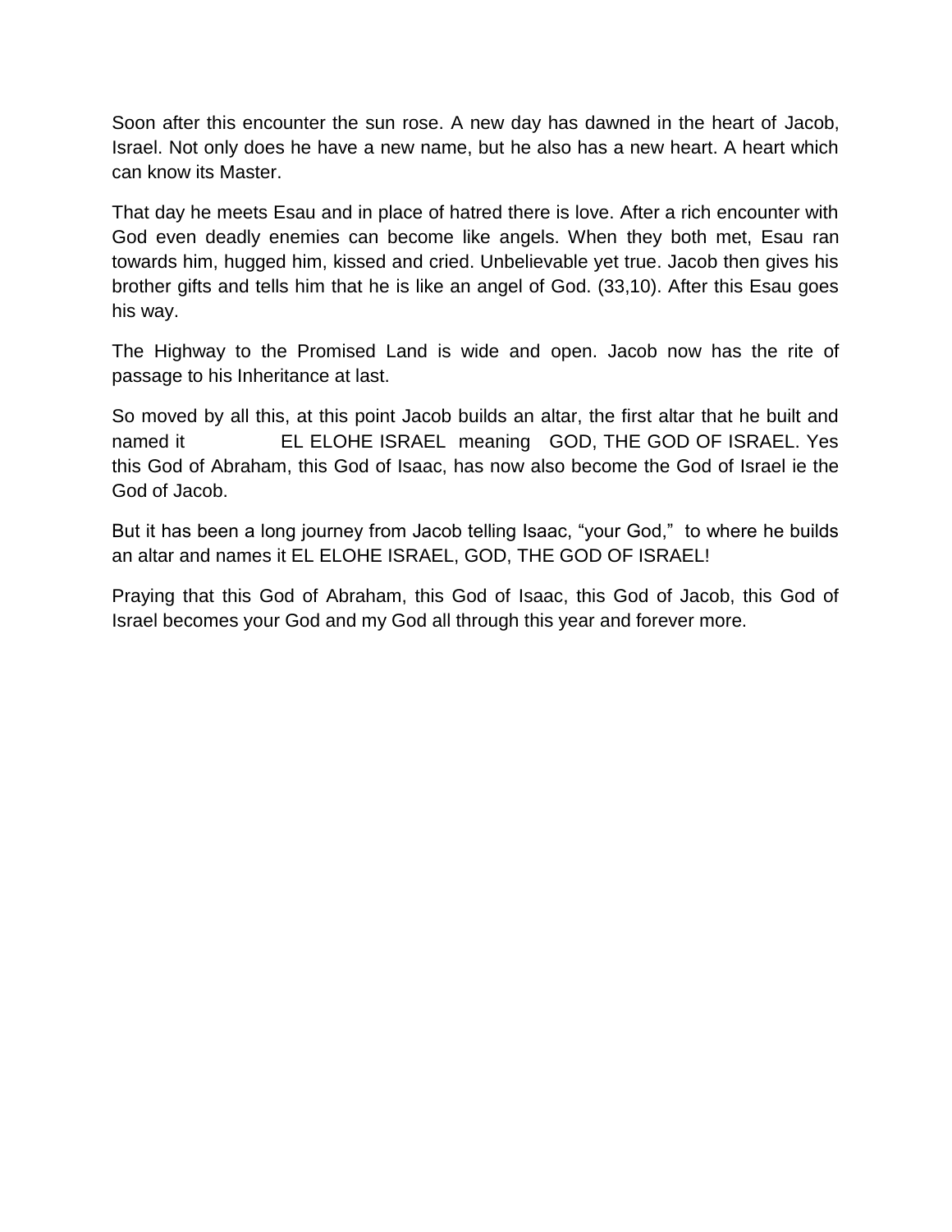Soon after this encounter the sun rose. A new day has dawned in the heart of Jacob, Israel. Not only does he have a new name, but he also has a new heart. A heart which can know its Master.

That day he meets Esau and in place of hatred there is love. After a rich encounter with God even deadly enemies can become like angels. When they both met, Esau ran towards him, hugged him, kissed and cried. Unbelievable yet true. Jacob then gives his brother gifts and tells him that he is like an angel of God. (33,10). After this Esau goes his way.

The Highway to the Promised Land is wide and open. Jacob now has the rite of passage to his Inheritance at last.

So moved by all this, at this point Jacob builds an altar, the first altar that he built and named it EL ELOHE ISRAEL meaning GOD, THE GOD OF ISRAEL. Yes this God of Abraham, this God of Isaac, has now also become the God of Israel ie the God of Jacob.

But it has been a long journey from Jacob telling Isaac, "your God," to where he builds an altar and names it EL ELOHE ISRAEL, GOD, THE GOD OF ISRAEL!

Praying that this God of Abraham, this God of Isaac, this God of Jacob, this God of Israel becomes your God and my God all through this year and forever more.